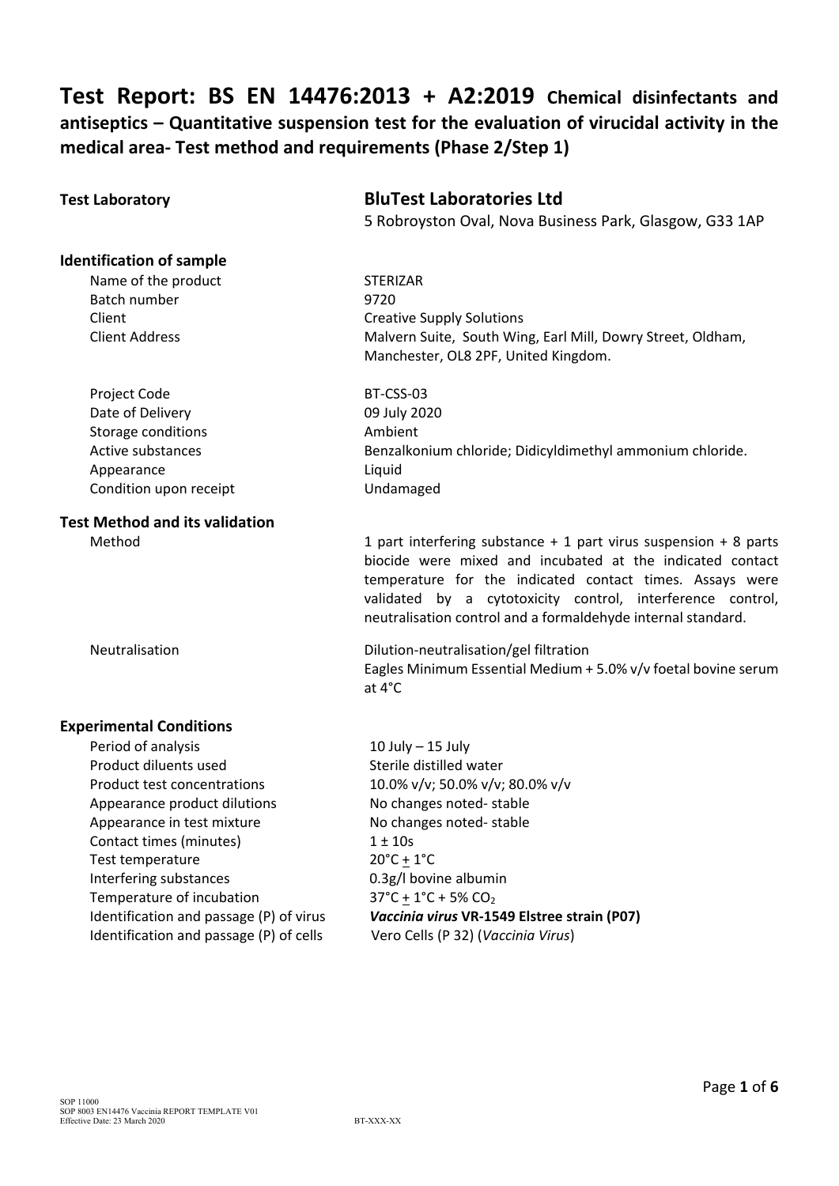# Test Report: BS EN 14476:2013 + A2:2019 Chemical disinfectants and antiseptics – Quantitative suspension test for the evaluation of virucidal activity in the medical area- Test method and requirements (Phase 2/Step 1)

| | |
|---|---|
| **Test Laboratory** | **BluTest Laboratories Ltd**<br>5 Robroyston Oval, Nova Business Park, Glasgow, G33 1AP |

### Identification of sample

| | |
|---|---|
| Name of the product | STERIZAR |
| Batch number | 9720 |
| Client | Creative Supply Solutions |
| Client Address | Malvern Suite, South Wing, Earl Mill, Dowry Street, Oldham, Manchester, OL8 2PF, United Kingdom. |
| Project Code | BT-CSS-03 |
| Date of Delivery | 09 July 2020 |
| Storage conditions | Ambient |
| Active substances | Benzalkonium chloride; Didicyldimethyl ammonium chloride. |
| Appearance | Liquid |
| Condition upon receipt | Undamaged |

### Test Method and its validation

| | |
|---|---|
| Method | 1 part interfering substance + 1 part virus suspension + 8 parts biocide were mixed and incubated at the indicated contact temperature for the indicated contact times. Assays were validated by a cytotoxicity control, interference control, neutralisation control and a formaldehyde internal standard. |
| Neutralisation | Dilution-neutralisation/gel filtration<br>Eagles Minimum Essential Medium + 5.0% v/v foetal bovine serum at 4°C |

### Experimental Conditions

| | |
|---|---|
| Period of analysis | 10 July – 15 July |
| Product diluents used | Sterile distilled water |
| Product test concentrations | 10.0% v/v; 50.0% v/v; 80.0% v/v |
| Appearance product dilutions | No changes noted- stable |
| Appearance in test mixture | No changes noted- stable |
| Contact times (minutes) | 1 ± 10s |
| Test temperature | 20°C ± 1°C |
| Interfering substances | 0.3g/l bovine albumin |
| Temperature of incubation | 37°C ± 1°C + 5% $CO_2$ |
| Identification and passage (P) of virus | ***Vaccinia virus* VR-1549 Elstree strain (P07)** |
| Identification and passage (P) of cells | Vero Cells (P 32) (*Vaccinia Virus*) |

SOP 11000
SOP 8003 EN14476 Vaccinia REPORT TEMPLATE V01
Effective Date: 23 March 2020 BT-XXX-XX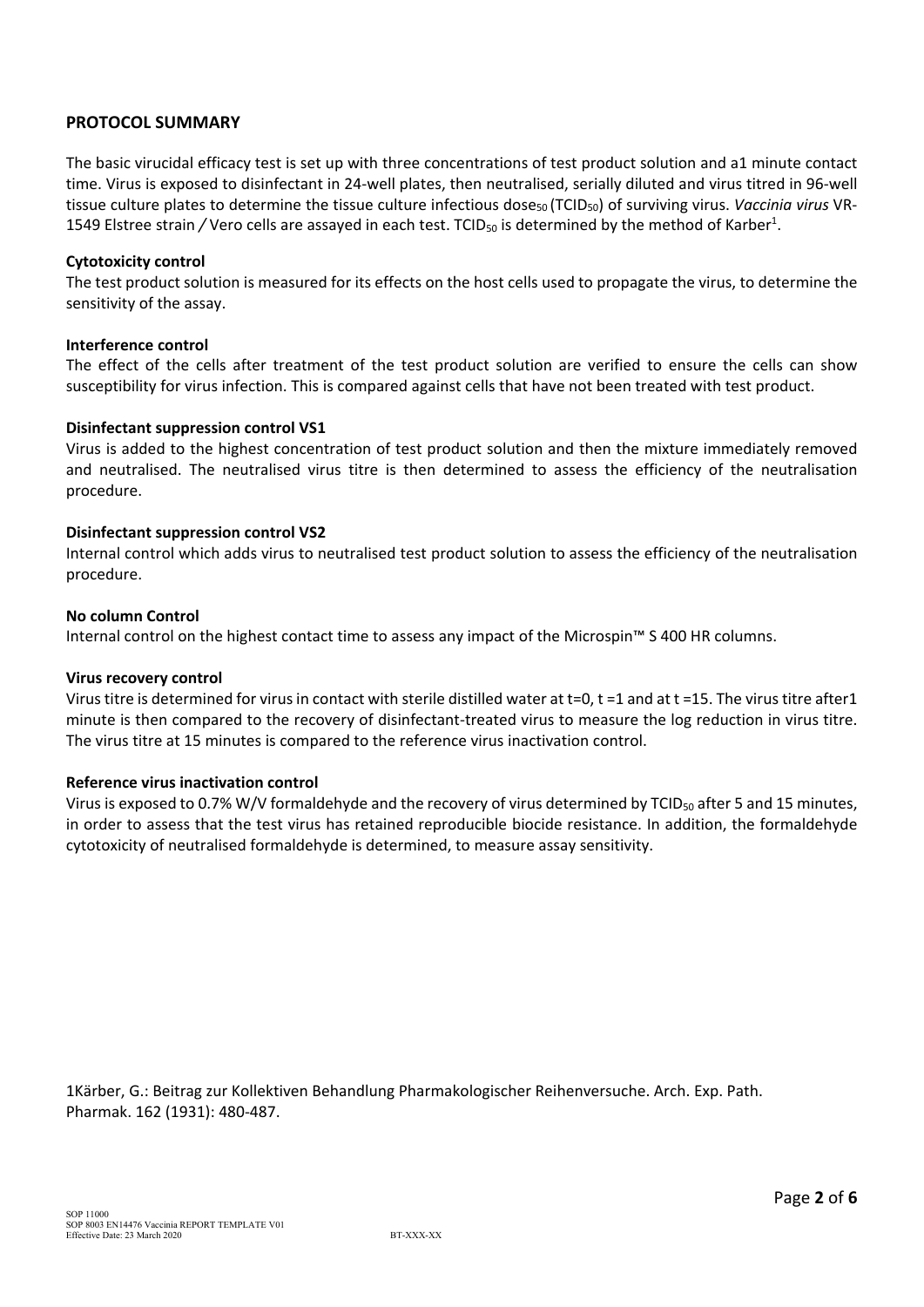## PROTOCOL SUMMARY

The basic virucidal efficacy test is set up with three concentrations of test product solution and a1 minute contact time. Virus is exposed to disinfectant in 24-well plates, then neutralised, serially diluted and virus titred in 96-well tissue culture plates to determine the tissue culture infectious dose$_{50}$ (TCID$_{50}$) of surviving virus. *Vaccinia virus* VR-1549 Elstree strain / Vero cells are assayed in each test. TCID$_{50}$ is determined by the method of Karber[1].

**Cytotoxicity control**

The test product solution is measured for its effects on the host cells used to propagate the virus, to determine the sensitivity of the assay.

**Interference control**

The effect of the cells after treatment of the test product solution are verified to ensure the cells can show susceptibility for virus infection. This is compared against cells that have not been treated with test product.

**Disinfectant suppression control VS1**

Virus is added to the highest concentration of test product solution and then the mixture immediately removed and neutralised. The neutralised virus titre is then determined to assess the efficiency of the neutralisation procedure.

**Disinfectant suppression control VS2**

Internal control which adds virus to neutralised test product solution to assess the efficiency of the neutralisation procedure.

**No column Control**

Internal control on the highest contact time to assess any impact of the Microspin™ S 400 HR columns.

**Virus recovery control**

Virus titre is determined for virus in contact with sterile distilled water at t=0, t =1 and at t =15. The virus titre after1 minute is then compared to the recovery of disinfectant-treated virus to measure the log reduction in virus titre. The virus titre at 15 minutes is compared to the reference virus inactivation control.

**Reference virus inactivation control**

Virus is exposed to 0.7% W/V formaldehyde and the recovery of virus determined by TCID$_{50}$ after 5 and 15 minutes, in order to assess that the test virus has retained reproducible biocide resistance. In addition, the formaldehyde cytotoxicity of neutralised formaldehyde is determined, to measure assay sensitivity.

1Kärber, G.: Beitrag zur Kollektiven Behandlung Pharmakologischer Reihenversuche. Arch. Exp. Path. Pharmak. 162 (1931): 480-487.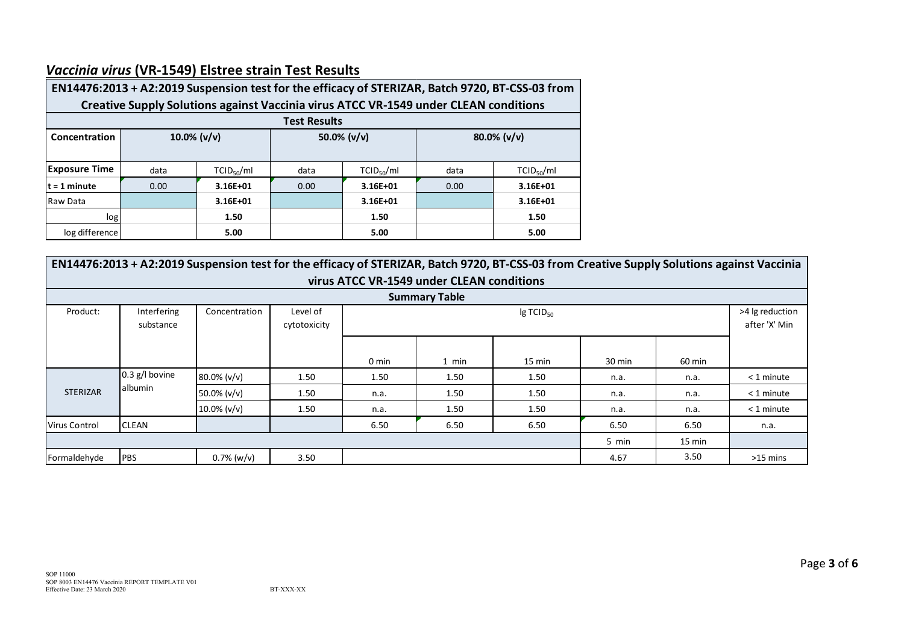## *Vaccinia virus* (VR-1549) Elstree strain Test Results

| EN14476:2013 + A2:2019 Suspension test for the efficacy of STERIZAR, Batch 9720, BT-CSS-03 from Creative Supply Solutions against Vaccinia virus ATCC VR-1549 under CLEAN conditions | | | | | | |
|---|---|---|---|---|---|---|
| **Test Results** | | | | | | |
| **Concentration** | 10.0% (v/v) | | 50.0% (v/v) | | 80.0% (v/v) | |
| **Exposure Time** | data | $TCID_{50}$/ml | data | $TCID_{50}$/ml | data | $TCID_{50}$/ml |
| **t = 1 minute** | 0.00 | **3.16E+01** | 0.00 | **3.16E+01** | 0.00 | **3.16E+01** |
| Raw Data | | **3.16E+01** | | **3.16E+01** | | **3.16E+01** |
| log | | **1.50** | | **1.50** | | **1.50** |
| log difference | | **5.00** | | **5.00** | | **5.00** |

| EN14476:2013 + A2:2019 Suspension test for the efficacy of STERIZAR, Batch 9720, BT-CSS-03 from Creative Supply Solutions against Vaccinia virus ATCC VR-1549 under CLEAN conditions | | | | | | | | | |
|---|---|---|---|---|---|---|---|---|---|
| **Summary Table** | | | | | | | | | |
| Product: | Interfering substance | Concentration | Level of cytotoxicity | lg $TCID_{50}$ | | | | | >4 lg reduction after 'X' Min |
| | | | | 0 min | 1 min | 15 min | 30 min | 60 min | |
| STERIZAR | 0.3 g/l bovine albumin | 80.0% (v/v) | 1.50 | 1.50 | 1.50 | 1.50 | n.a. | n.a. | < 1 minute |
| | | 50.0% (v/v) | 1.50 | n.a. | 1.50 | 1.50 | n.a. | n.a. | < 1 minute |
| | | 10.0% (v/v) | 1.50 | n.a. | 1.50 | 1.50 | n.a. | n.a. | < 1 minute |
| Virus Control | CLEAN | | | 6.50 | 6.50 | 6.50 | 6.50 | 6.50 | n.a. |
| | | | | | | | 5 min | 15 min | |
| Formaldehyde | PBS | 0.7% (w/v) | 3.50 | | | | 4.67 | 3.50 | >15 mins |

SOP 11000
SOP 8003 EN14476 Vaccinia REPORT TEMPLATE V01
Effective Date: 23 March 2020 BT-XXX-XX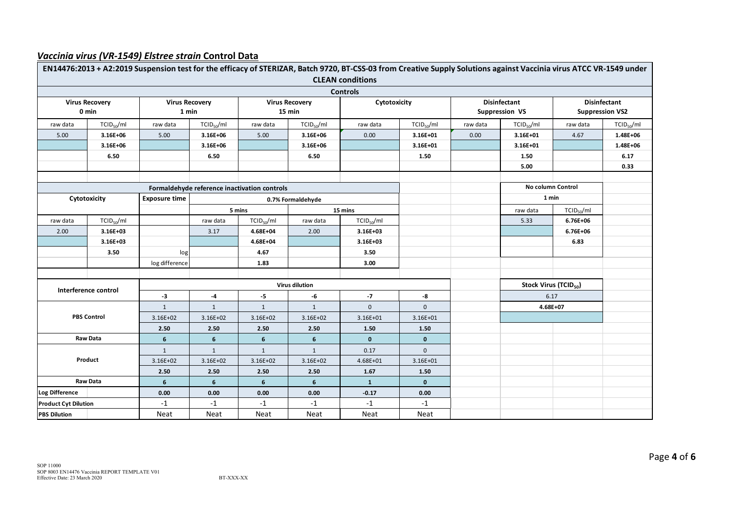## *Vaccinia virus (VR-1549) Elstree strain* Control Data

**EN14476:2013 + A2:2019 Suspension test for the efficacy of STERIZAR, Batch 9720, BT-CSS-03 from Creative Supply Solutions against Vaccinia virus ATCC VR-1549 under CLEAN conditions**

**Controls**

| Virus Recovery 0 min | | Virus Recovery 1 min | | Virus Recovery 15 min | | Cytotoxicity | | Disinfectant Suppression VS | | Disinfectant Suppression VS2 | |
|---|---|---|---|---|---|---|---|---|---|---|---|
| raw data | $TCID_{50}$/ml | raw data | $TCID_{50}$/ml | raw data | $TCID_{50}$/ml | raw data | $TCID_{50}$/ml | raw data | $TCID_{50}$/ml | raw data | $TCID_{50}$/ml |
| 5.00 | **3.16E+06** | 5.00 | **3.16E+06** | 5.00 | **3.16E+06** | 0.00 | **3.16E+01** | 0.00 | **3.16E+01** | 4.67 | **1.48E+06** |
| | **3.16E+06** | | **3.16E+06** | | **3.16E+06** | | **3.16E+01** | | **3.16E+01** | | **1.48E+06** |
| | **6.50** | | **6.50** | | **6.50** | | **1.50** | | **1.50** | | **6.17** |
| | | | | | | | | | **5.00** | | **0.33** |

**Formaldehyde reference inactivation controls**

| Cytotoxicity | | Exposure time | 0.7% Formaldehyde 5 mins | | 0.7% Formaldehyde 15 mins | |
|---|---|---|---|---|---|---|
| raw data | $TCID_{50}$/ml | | raw data | $TCID_{50}$/ml | raw data | $TCID_{50}$/ml |
| 2.00 | **3.16E+03** | | 3.17 | **4.68E+04** | 2.00 | **3.16E+03** |
| | **3.16E+03** | | | **4.68E+04** | | **3.16E+03** |
| | **3.50** | log | | **4.67** | | **3.50** |
| | | log difference | | **1.83** | | **3.00** |

**No column Control**

| 1 min | |
|---|---|
| raw data | $TCID_{50}$/ml |
| 5.33 | **6.76E+06** |
| | **6.76E+06** |
| | **6.83** |

**Interference control**

| Virus dilution | -3 | -4 | -5 | -6 | -7 | -8 |
|---|---|---|---|---|---|---|
| **PBS Control** | 1 | 1 | 1 | 1 | 0 | 0 |
| | 3.16E+02 | 3.16E+02 | 3.16E+02 | 3.16E+02 | 3.16E+01 | 3.16E+01 |
| | **2.50** | **2.50** | **2.50** | **2.50** | **1.50** | **1.50** |
| **Raw Data** | **6** | **6** | **6** | **6** | **0** | **0** |
| **Product** | 1 | 1 | 1 | 1 | 0.17 | 0 |
| | 3.16E+02 | 3.16E+02 | 3.16E+02 | 3.16E+02 | 4.68E+01 | 3.16E+01 |
| | **2.50** | **2.50** | **2.50** | **2.50** | **1.67** | **1.50** |
| **Raw Data** | **6** | **6** | **6** | **6** | **1** | **0** |
| **Log Difference** | **0.00** | **0.00** | **0.00** | **0.00** | **-0.17** | **0.00** |
| **Product Cyt Dilution** | -1 | -1 | -1 | -1 | -1 | -1 |
| **PBS Dilution** | Neat | Neat | Neat | Neat | Neat | Neat |

**Stock Virus ($TCID_{50}$)**

| 6.17 |
|---|
| **4.68E+07** |

SOP 11000
SOP 8003 EN14476 Vaccinia REPORT TEMPLATE V01
Effective Date: 23 March 2020 BT-XXX-XX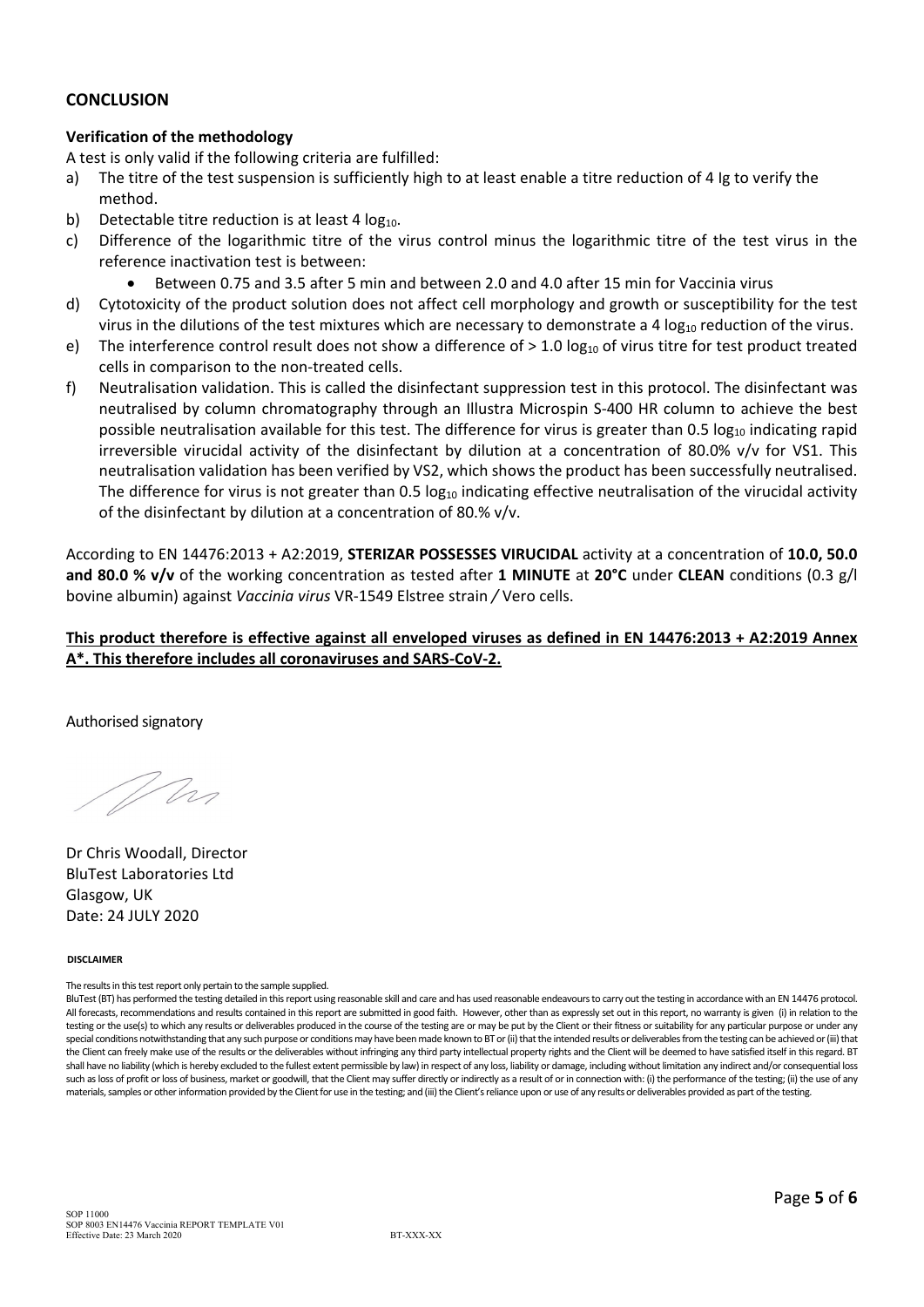## CONCLUSION

### Verification of the methodology

A test is only valid if the following criteria are fulfilled:

a) The titre of the test suspension is sufficiently high to at least enable a titre reduction of 4 lg to verify the method.

b) Detectable titre reduction is at least 4 $log_{10}$.

c) Difference of the logarithmic titre of the virus control minus the logarithmic titre of the test virus in the reference inactivation test is between:
   - Between 0.75 and 3.5 after 5 min and between 2.0 and 4.0 after 15 min for Vaccinia virus

d) Cytotoxicity of the product solution does not affect cell morphology and growth or susceptibility for the test virus in the dilutions of the test mixtures which are necessary to demonstrate a 4 $log_{10}$ reduction of the virus.

e) The interference control result does not show a difference of > 1.0 $log_{10}$ of virus titre for test product treated cells in comparison to the non-treated cells.

f) Neutralisation validation. This is called the disinfectant suppression test in this protocol. The disinfectant was neutralised by column chromatography through an Illustra Microspin S-400 HR column to achieve the best possible neutralisation available for this test. The difference for virus is greater than 0.5 $log_{10}$ indicating rapid irreversible virucidal activity of the disinfectant by dilution at a concentration of 80.0% v/v for VS1. This neutralisation validation has been verified by VS2, which shows the product has been successfully neutralised. The difference for virus is not greater than 0.5 $log_{10}$ indicating effective neutralisation of the virucidal activity of the disinfectant by dilution at a concentration of 80.% v/v.

According to EN 14476:2013 + A2:2019, **STERIZAR POSSESSES VIRUCIDAL** activity at a concentration of **10.0, 50.0 and 80.0 % v/v** of the working concentration as tested after **1 MINUTE** at **20°C** under **CLEAN** conditions (0.3 g/l bovine albumin) against *Vaccinia virus* VR-1549 Elstree strain */* Vero cells.

**This product therefore is effective against all enveloped viruses as defined in EN 14476:2013 + A2:2019 Annex A\*. This therefore includes all coronaviruses and SARS-CoV-2.**

Authorised signatory

Dr Chris Woodall, Director
BluTest Laboratories Ltd
Glasgow, UK
Date: 24 JULY 2020

**DISCLAIMER**

The results in this test report only pertain to the sample supplied.

BluTest (BT) has performed the testing detailed in this report using reasonable skill and care and has used reasonable endeavours to carry out the testing in accordance with an EN 14476 protocol. All forecasts, recommendations and results contained in this report are submitted in good faith. However, other than as expressly set out in this report, no warranty is given (i) in relation to the testing or the use(s) to which any results or deliverables produced in the course of the testing are or may be put by the Client or their fitness or suitability for any particular purpose or under any special conditions notwithstanding that any such purpose or conditions may have been made known to BT or (ii) that the intended results or deliverables from the testing can be achieved or (iii) that the Client can freely make use of the results or the deliverables without infringing any third party intellectual property rights and the Client will be deemed to have satisfied itself in this regard. BT shall have no liability (which is hereby excluded to the fullest extent permissible by law) in respect of any loss, liability or damage, including without limitation any indirect and/or consequential loss such as loss of profit or loss of business, market or goodwill, that the Client may suffer directly or indirectly as a result of or in connection with: (i) the performance of the testing; (ii) the use of any materials, samples or other information provided by the Client for use in the testing; and (iii) the Client's reliance upon or use of any results or deliverables provided as part of the testing.

SOP 11000
SOP 8003 EN14476 Vaccinia REPORT TEMPLATE V01
Effective Date: 23 March 2020 BT-XXX-XX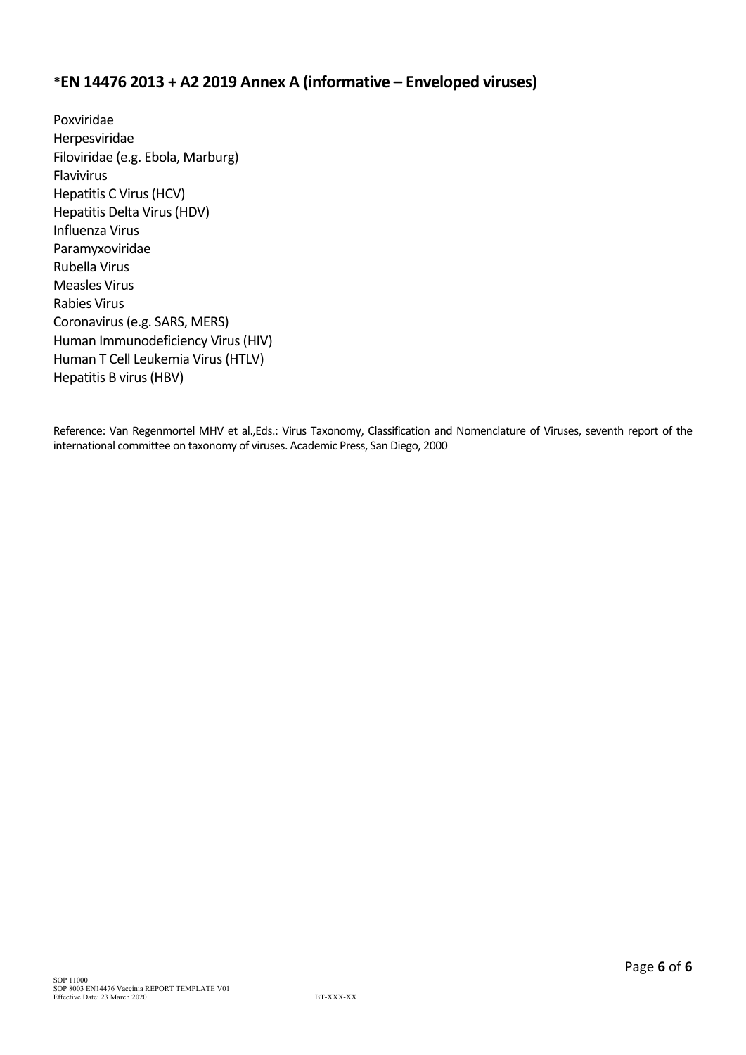## *EN 14476 2013 + A2 2019 Annex A (informative – Enveloped viruses)

Poxviridae
Herpesviridae
Filoviridae (e.g. Ebola, Marburg)
Flavivirus
Hepatitis C Virus (HCV)
Hepatitis Delta Virus (HDV)
Influenza Virus
Paramyxoviridae
Rubella Virus
Measles Virus
Rabies Virus
Coronavirus (e.g. SARS, MERS)
Human Immunodeficiency Virus (HIV)
Human T Cell Leukemia Virus (HTLV)
Hepatitis B virus (HBV)

Reference: Van Regenmortel MHV et al.,Eds.: Virus Taxonomy, Classification and Nomenclature of Viruses, seventh report of the international committee on taxonomy of viruses. Academic Press, San Diego, 2000